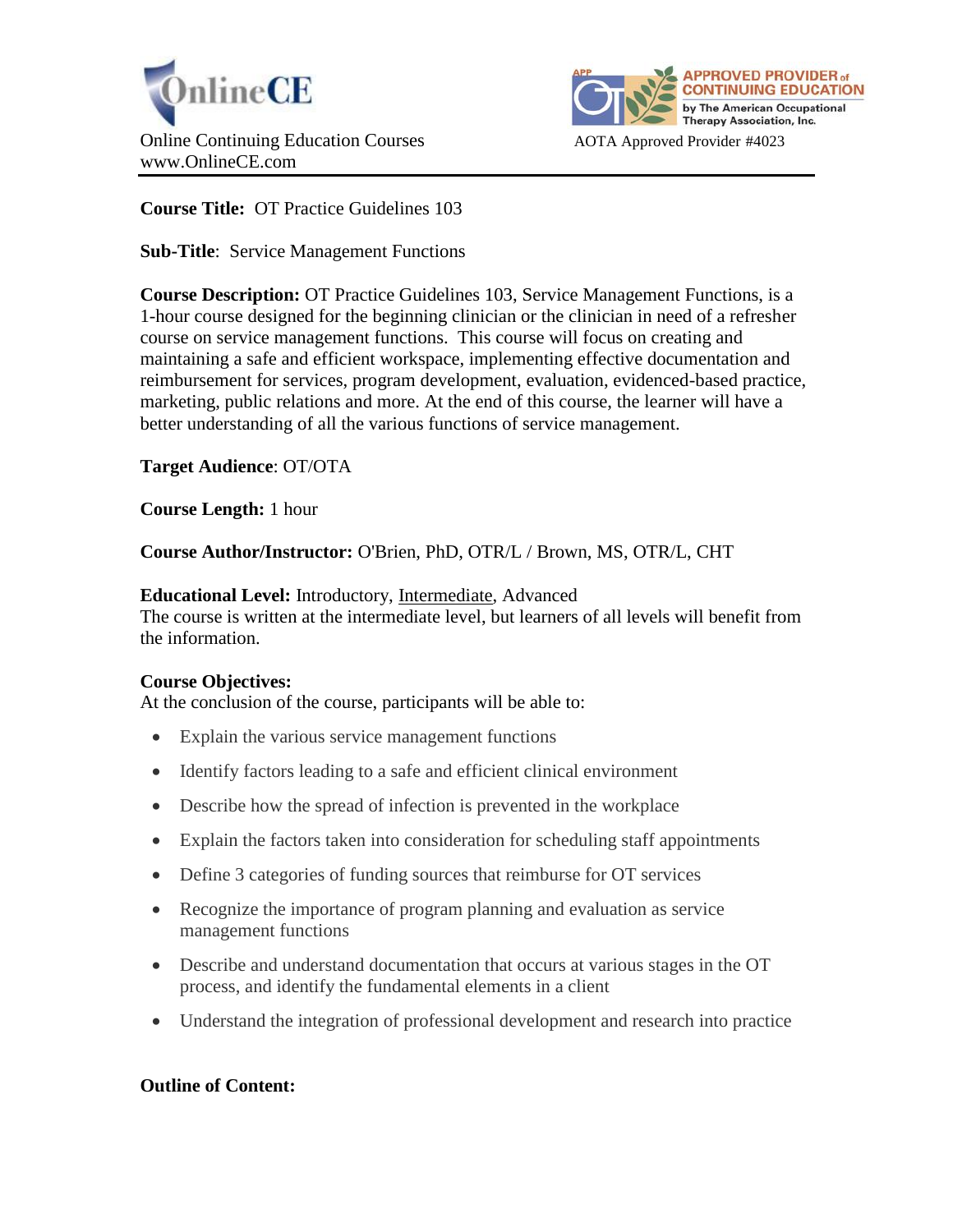OnlineCE

Online Continuing Education Courses
www.OnlineCE.com

APPROVED PROVIDER of CONTINUING EDUCATION by The American Occupational Therapy Association, Inc.

AOTA Approved Provider #4023

---

**Course Title:** OT Practice Guidelines 103

**Sub-Title**: Service Management Functions

**Course Description:** OT Practice Guidelines 103, Service Management Functions, is a 1-hour course designed for the beginning clinician or the clinician in need of a refresher course on service management functions. This course will focus on creating and maintaining a safe and efficient workspace, implementing effective documentation and reimbursement for services, program development, evaluation, evidenced-based practice, marketing, public relations and more. At the end of this course, the learner will have a better understanding of all the various functions of service management.

**Target Audience**: OT/OTA

**Course Length:** 1 hour

**Course Author/Instructor:** O'Brien, PhD, OTR/L / Brown, MS, OTR/L, CHT

**Educational Level:** Introductory, <u>Intermediate</u>, Advanced
The course is written at the intermediate level, but learners of all levels will benefit from the information.

**Course Objectives:**
At the conclusion of the course, participants will be able to:

- Explain the various service management functions
- Identify factors leading to a safe and efficient clinical environment
- Describe how the spread of infection is prevented in the workplace
- Explain the factors taken into consideration for scheduling staff appointments
- Define 3 categories of funding sources that reimburse for OT services
- Recognize the importance of program planning and evaluation as service management functions
- Describe and understand documentation that occurs at various stages in the OT process, and identify the fundamental elements in a client
- Understand the integration of professional development and research into practice

**Outline of Content:**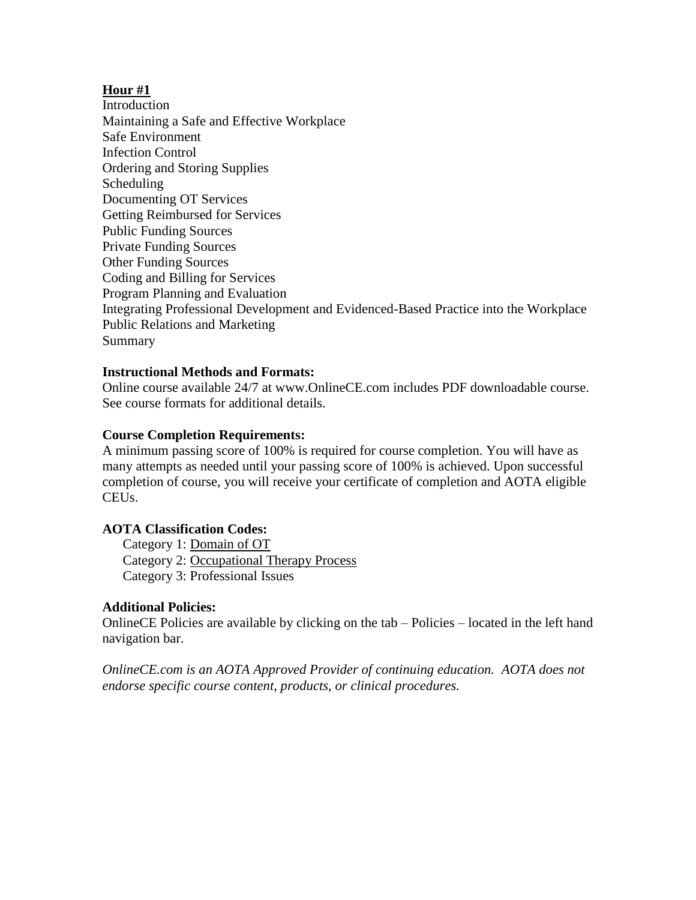**Hour #1**

Introduction
Maintaining a Safe and Effective Workplace
Safe Environment
Infection Control
Ordering and Storing Supplies
Scheduling
Documenting OT Services
Getting Reimbursed for Services
Public Funding Sources
Private Funding Sources
Other Funding Sources
Coding and Billing for Services
Program Planning and Evaluation
Integrating Professional Development and Evidenced-Based Practice into the Workplace
Public Relations and Marketing
Summary

**Instructional Methods and Formats:**
Online course available 24/7 at www.OnlineCE.com includes PDF downloadable course. See course formats for additional details.

**Course Completion Requirements:**
A minimum passing score of 100% is required for course completion. You will have as many attempts as needed until your passing score of 100% is achieved. Upon successful completion of course, you will receive your certificate of completion and AOTA eligible CEUs.

**AOTA Classification Codes:**

Category 1: Domain of OT
Category 2: Occupational Therapy Process
Category 3: Professional Issues

**Additional Policies:**
OnlineCE Policies are available by clicking on the tab – Policies – located in the left hand navigation bar.

*OnlineCE.com is an AOTA Approved Provider of continuing education. AOTA does not endorse specific course content, products, or clinical procedures.*